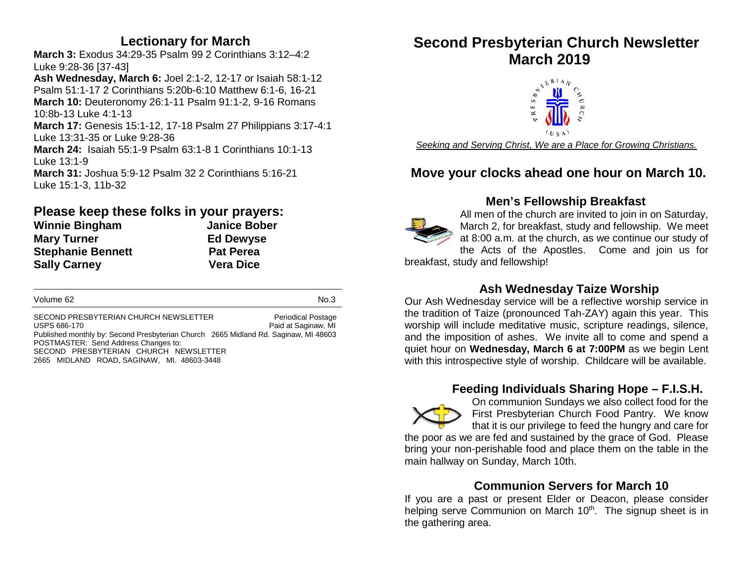## Lectionary for March

**March 3:** Exodus 34:29-35 Psalm 99 2 Corinthians 3:12–4:2 Luke 9:28-36 [37-43]
**Ash Wednesday, March 6:** Joel 2:1-2, 12-17 or Isaiah 58:1-12 Psalm 51:1-17 2 Corinthians 5:20b-6:10 Matthew 6:1-6, 16-21
**March 10:** Deuteronomy 26:1-11 Psalm 91:1-2, 9-16 Romans 10:8b-13 Luke 4:1-13
**March 17:** Genesis 15:1-12, 17-18 Psalm 27 Philippians 3:17-4:1 Luke 13:31-35 or Luke 9:28-36
**March 24:** Isaiah 55:1-9 Psalm 63:1-8 1 Corinthians 10:1-13 Luke 13:1-9
**March 31:** Joshua 5:9-12 Psalm 32 2 Corinthians 5:16-21 Luke 15:1-3, 11b-32

## Please keep these folks in your prayers:

| | |
|---|---|
| **Winnie Bingham** | **Janice Bober** |
| **Mary Turner** | **Ed Dewyse** |
| **Stephanie Bennett** | **Pat Perea** |
| **Sally Carney** | **Vera Dice** |

---

Volume 62 No.3

SECOND PRESBYTERIAN CHURCH NEWSLETTER Periodical Postage
USPS 686-170 Paid at Saginaw, MI
Published monthly by: Second Presbyterian Church 2665 Midland Rd. Saginaw, MI 48603
POSTMASTER: Send Address Changes to:
SECOND PRESBYTERIAN CHURCH NEWSLETTER
2665 MIDLAND ROAD, SAGINAW, MI. 48603-3448

# Second Presbyterian Church Newsletter March 2019

*Seeking and Serving Christ, We are a Place for Growing Christians.*

## Move your clocks ahead one hour on March 10.

### Men's Fellowship Breakfast

All men of the church are invited to join in on Saturday, March 2, for breakfast, study and fellowship. We meet at 8:00 a.m. at the church, as we continue our study of the Acts of the Apostles. Come and join us for breakfast, study and fellowship!

### Ash Wednesday Taize Worship

Our Ash Wednesday service will be a reflective worship service in the tradition of Taize (pronounced Tah-ZAY) again this year. This worship will include meditative music, scripture readings, silence, and the imposition of ashes. We invite all to come and spend a quiet hour on **Wednesday, March 6 at 7:00PM** as we begin Lent with this introspective style of worship. Childcare will be available.

### Feeding Individuals Sharing Hope – F.I.S.H.

On communion Sundays we also collect food for the First Presbyterian Church Food Pantry. We know that it is our privilege to feed the hungry and care for the poor as we are fed and sustained by the grace of God. Please bring your non-perishable food and place them on the table in the main hallway on Sunday, March 10th.

### Communion Servers for March 10

If you are a past or present Elder or Deacon, please consider helping serve Communion on March 10th. The signup sheet is in the gathering area.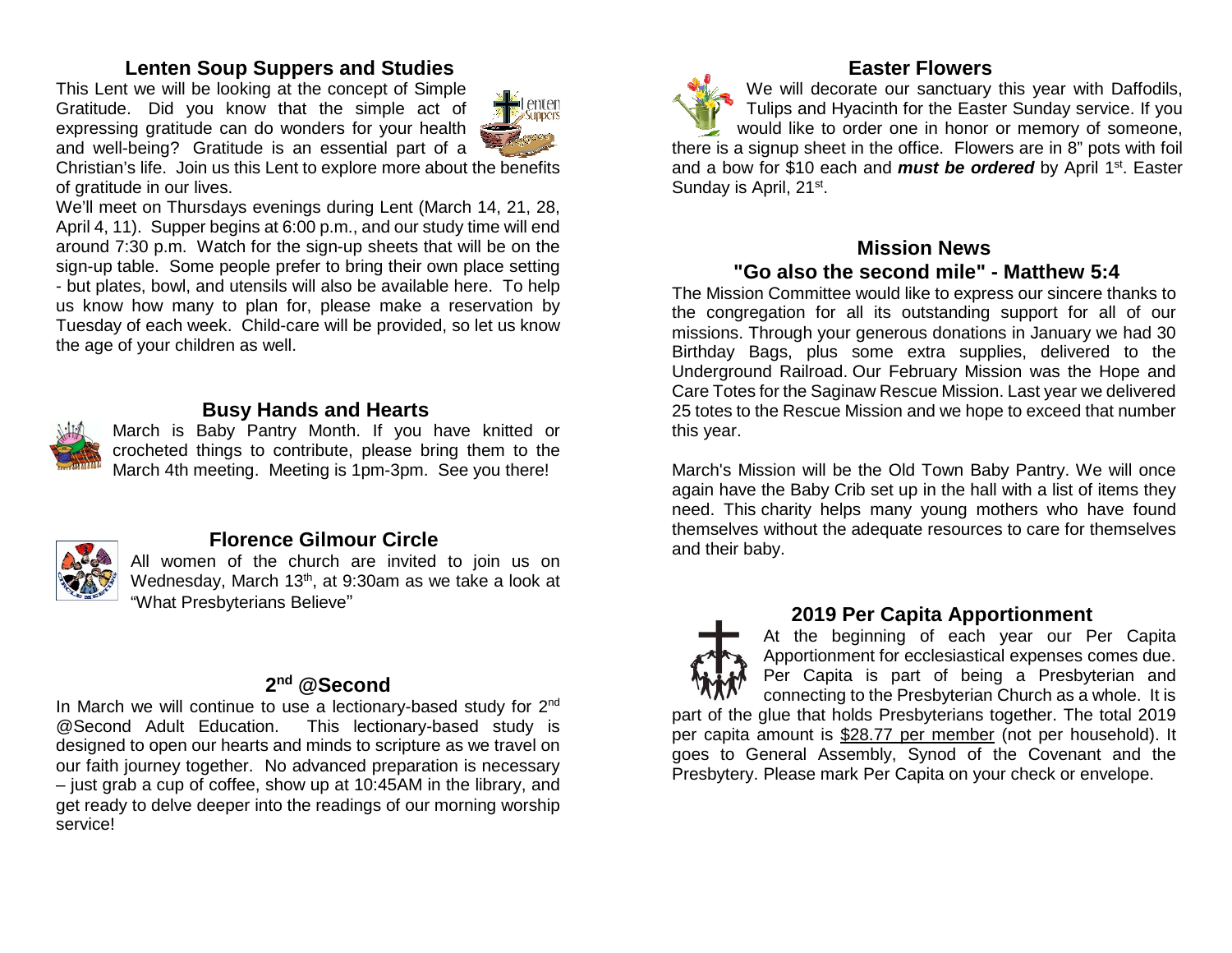## Lenten Soup Suppers and Studies

This Lent we will be looking at the concept of Simple Gratitude. Did you know that the simple act of expressing gratitude can do wonders for your health and well-being? Gratitude is an essential part of a Christian's life. Join us this Lent to explore more about the benefits of gratitude in our lives.

We'll meet on Thursdays evenings during Lent (March 14, 21, 28, April 4, 11). Supper begins at 6:00 p.m., and our study time will end around 7:30 p.m. Watch for the sign-up sheets that will be on the sign-up table. Some people prefer to bring their own place setting - but plates, bowl, and utensils will also be available here. To help us know how many to plan for, please make a reservation by Tuesday of each week. Child-care will be provided, so let us know the age of your children as well.

## Busy Hands and Hearts

March is Baby Pantry Month. If you have knitted or crocheted things to contribute, please bring them to the March 4th meeting. Meeting is 1pm-3pm. See you there!

## Florence Gilmour Circle

All women of the church are invited to join us on Wednesday, March 13th, at 9:30am as we take a look at "What Presbyterians Believe"

## 2nd @Second

In March we will continue to use a lectionary-based study for 2nd @Second Adult Education. This lectionary-based study is designed to open our hearts and minds to scripture as we travel on our faith journey together. No advanced preparation is necessary – just grab a cup of coffee, show up at 10:45AM in the library, and get ready to delve deeper into the readings of our morning worship service!

## Easter Flowers

We will decorate our sanctuary this year with Daffodils, Tulips and Hyacinth for the Easter Sunday service. If you would like to order one in honor or memory of someone, there is a signup sheet in the office. Flowers are in 8" pots with foil and a bow for $10 each and ***must be ordered*** by April 1st. Easter Sunday is April, 21st.

## Mission News

### "Go also the second mile" - Matthew 5:4

The Mission Committee would like to express our sincere thanks to the congregation for all its outstanding support for all of our missions. Through your generous donations in January we had 30 Birthday Bags, plus some extra supplies, delivered to the Underground Railroad. Our February Mission was the Hope and Care Totes for the Saginaw Rescue Mission. Last year we delivered 25 totes to the Rescue Mission and we hope to exceed that number this year.

March's Mission will be the Old Town Baby Pantry. We will once again have the Baby Crib set up in the hall with a list of items they need. This charity helps many young mothers who have found themselves without the adequate resources to care for themselves and their baby.

## 2019 Per Capita Apportionment

At the beginning of each year our Per Capita Apportionment for ecclesiastical expenses comes due. Per Capita is part of being a Presbyterian and connecting to the Presbyterian Church as a whole. It is part of the glue that holds Presbyterians together. The total 2019 per capita amount is <u>$28.77 per member</u> (not per household). It goes to General Assembly, Synod of the Covenant and the Presbytery. Please mark Per Capita on your check or envelope.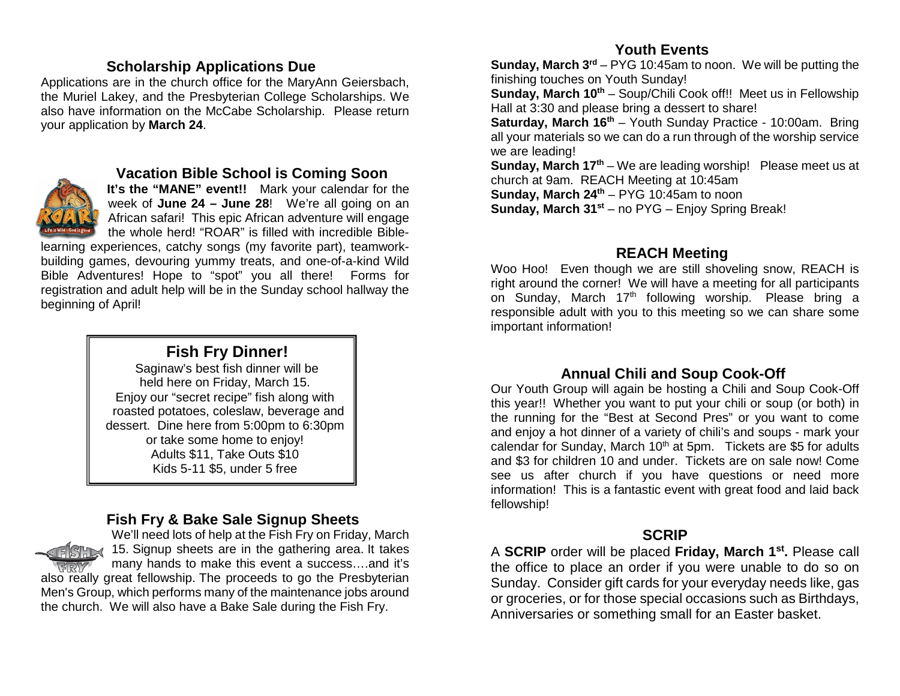## Scholarship Applications Due

Applications are in the church office for the MaryAnn Geiersbach, the Muriel Lakey, and the Presbyterian College Scholarships. We also have information on the McCabe Scholarship. Please return your application by **March 24**.

## Vacation Bible School is Coming Soon

**It's the "MANE" event!!** Mark your calendar for the week of **June 24 – June 28**! We're all going on an African safari! This epic African adventure will engage the whole herd! "ROAR" is filled with incredible Bible-learning experiences, catchy songs (my favorite part), teamwork-building games, devouring yummy treats, and one-of-a-kind Wild Bible Adventures! Hope to "spot" you all there! Forms for registration and adult help will be in the Sunday school hallway the beginning of April!

## Fish Fry Dinner!

Saginaw's best fish dinner will be held here on Friday, March 15.
Enjoy our "secret recipe" fish along with roasted potatoes, coleslaw, beverage and dessert. Dine here from 5:00pm to 6:30pm or take some home to enjoy!
Adults $11, Take Outs $10
Kids 5-11 $5, under 5 free

## Fish Fry & Bake Sale Signup Sheets

We'll need lots of help at the Fish Fry on Friday, March 15. Signup sheets are in the gathering area. It takes many hands to make this event a success….and it's also really great fellowship. The proceeds to go the Presbyterian Men's Group, which performs many of the maintenance jobs around the church. We will also have a Bake Sale during the Fish Fry.

## Youth Events

**Sunday, March 3rd** – PYG 10:45am to noon. We will be putting the finishing touches on Youth Sunday!
**Sunday, March 10th** – Soup/Chili Cook off!! Meet us in Fellowship Hall at 3:30 and please bring a dessert to share!
**Saturday, March 16th** – Youth Sunday Practice - 10:00am. Bring all your materials so we can do a run through of the worship service we are leading!
**Sunday, March 17th** – We are leading worship! Please meet us at church at 9am. REACH Meeting at 10:45am
**Sunday, March 24th** – PYG 10:45am to noon
**Sunday, March 31st** – no PYG – Enjoy Spring Break!

## REACH Meeting

Woo Hoo! Even though we are still shoveling snow, REACH is right around the corner! We will have a meeting for all participants on Sunday, March 17th following worship. Please bring a responsible adult with you to this meeting so we can share some important information!

## Annual Chili and Soup Cook-Off

Our Youth Group will again be hosting a Chili and Soup Cook-Off this year!! Whether you want to put your chili or soup (or both) in the running for the "Best at Second Pres" or you want to come and enjoy a hot dinner of a variety of chili's and soups - mark your calendar for Sunday, March 10th at 5pm. Tickets are $5 for adults and $3 for children 10 and under. Tickets are on sale now! Come see us after church if you have questions or need more information! This is a fantastic event with great food and laid back fellowship!

## SCRIP

A **SCRIP** order will be placed **Friday, March 1st.** Please call the office to place an order if you were unable to do so on Sunday. Consider gift cards for your everyday needs like, gas or groceries, or for those special occasions such as Birthdays, Anniversaries or something small for an Easter basket.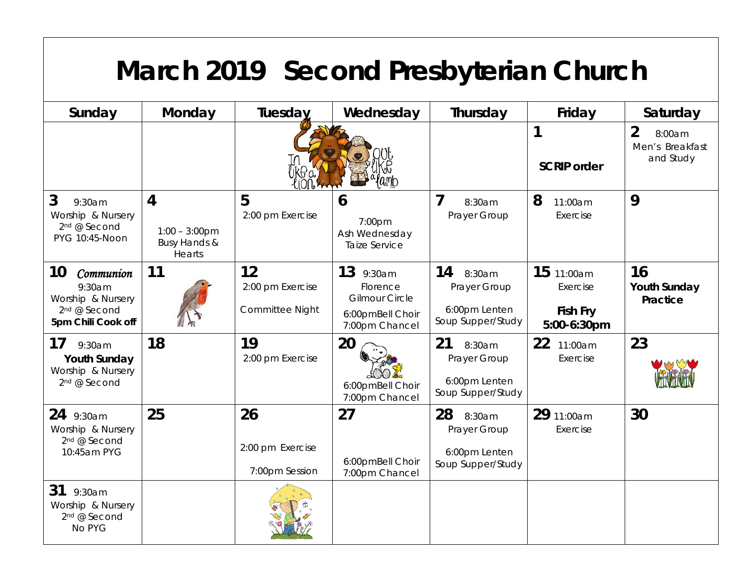# March 2019 Second Presbyterian Church

| Sunday | Monday | Tuesday | Wednesday | Thursday | Friday | Saturday |
| --- | --- | --- | --- | --- | --- | --- |
| | | In like a lion | out like a lamb | | **1** **SCRIP order** | **2** 8:00am Men's Breakfast and Study |
| **3** 9:30am Worship & Nursery 2nd @ Second PYG 10:45-Noon | **4** 1:00 – 3:00pm Busy Hands & Hearts | **5** 2:00 pm Exercise | **6** 7:00pm Ash Wednesday Taize Service | **7** 8:30am Prayer Group | **8** 11:00am Exercise | **9** |
| **10** *Communion* 9:30am Worship & Nursery 2nd @ Second **5pm Chili Cook off** | **11** | **12** 2:00 pm Exercise Committee Night | **13** 9:30am Florence Gilmour Circle 6:00pmBell Choir 7:00pm Chancel | **14** 8:30am Prayer Group 6:00pm Lenten Soup Supper/Study | **15** 11:00am Exercise **Fish Fry 5:00-6:30pm** | **16** **Youth Sunday Practice** |
| **17** 9:30am **Youth Sunday** Worship & Nursery 2nd @ Second | **18** | **19** 2:00 pm Exercise | **20** 6:00pmBell Choir 7:00pm Chancel | **21** 8:30am Prayer Group 6:00pm Lenten Soup Supper/Study | **22** 11:00am Exercise | **23** |
| **24** 9:30am Worship & Nursery 2nd @ Second 10:45am PYG | **25** | **26** 2:00 pm Exercise 7:00pm Session | **27** 6:00pmBell Choir 7:00pm Chancel | **28** 8:30am Prayer Group 6:00pm Lenten Soup Supper/Study | **29** 11:00am Exercise | **30** |
| **31** 9:30am Worship & Nursery 2nd @ Second No PYG | | | | | | |